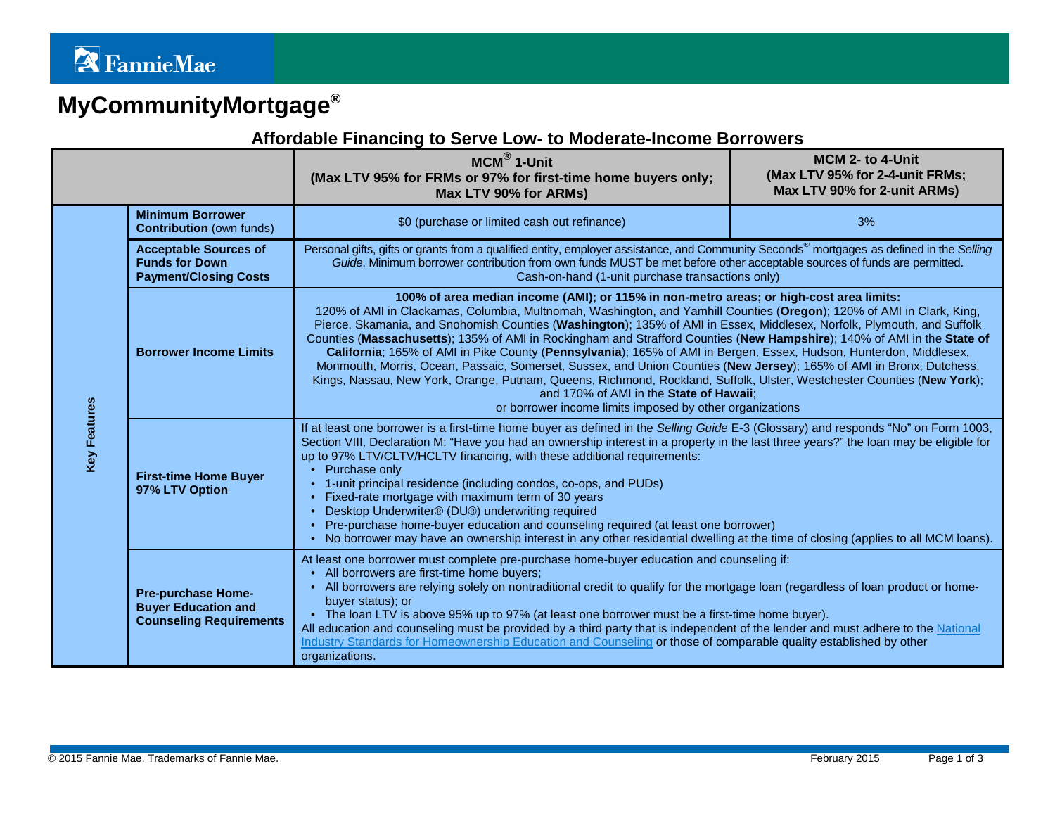FannieMae

# MyCommunityMortgage®

## Affordable Financing to Serve Low- to Moderate-Income Borrowers

| | | MCM® 1-Unit (Max LTV 95% for FRMs or 97% for first-time home buyers only; Max LTV 90% for ARMs) | MCM 2- to 4-Unit (Max LTV 95% for 2-4-unit FRMs; Max LTV 90% for 2-unit ARMs) |
|---|---|---|---|
| Key Features | **Minimum Borrower Contribution** (own funds) | $0 (purchase or limited cash out refinance) | 3% |
| | **Acceptable Sources of Funds for Down Payment/Closing Costs** | Personal gifts, gifts or grants from a qualified entity, employer assistance, and Community Seconds® mortgages as defined in the *Selling Guide*. Minimum borrower contribution from own funds MUST be met before other acceptable sources of funds are permitted. Cash-on-hand (1-unit purchase transactions only) | |
| | **Borrower Income Limits** | **100% of area median income (AMI); or 115% in non-metro areas; or high-cost area limits:** 120% of AMI in Clackamas, Columbia, Multnomah, Washington, and Yamhill Counties (**Oregon**); 120% of AMI in Clark, King, Pierce, Skamania, and Snohomish Counties (**Washington**); 135% of AMI in Essex, Middlesex, Norfolk, Plymouth, and Suffolk Counties (**Massachusetts**); 135% of AMI in Rockingham and Strafford Counties (**New Hampshire**); 140% of AMI in the **State of California**; 165% of AMI in Pike County (**Pennsylvania**); 165% of AMI in Bergen, Essex, Hudson, Hunterdon, Middlesex, Monmouth, Morris, Ocean, Passaic, Somerset, Sussex, and Union Counties (**New Jersey**); 165% of AMI in Bronx, Dutchess, Kings, Nassau, New York, Orange, Putnam, Queens, Richmond, Rockland, Suffolk, Ulster, Westchester Counties (**New York**); and 170% of AMI in the **State of Hawaii**; or borrower income limits imposed by other organizations | |
| | **First-time Home Buyer 97% LTV Option** | If at least one borrower is a first-time home buyer as defined in the *Selling Guide* E-3 (Glossary) and responds "No" on Form 1003, Section VIII, Declaration M: "Have you had an ownership interest in a property in the last three years?" the loan may be eligible for up to 97% LTV/CLTV/HCLTV financing, with these additional requirements:<br>• Purchase only<br>• 1-unit principal residence (including condos, co-ops, and PUDs)<br>• Fixed-rate mortgage with maximum term of 30 years<br>• Desktop Underwriter® (DU®) underwriting required<br>• Pre-purchase home-buyer education and counseling required (at least one borrower)<br>• No borrower may have an ownership interest in any other residential dwelling at the time of closing (applies to all MCM loans). | |
| | **Pre-purchase Home-Buyer Education and Counseling Requirements** | At least one borrower must complete pre-purchase home-buyer education and counseling if:<br>• All borrowers are first-time home buyers;<br>• All borrowers are relying solely on nontraditional credit to qualify for the mortgage loan (regardless of loan product or home-buyer status); or<br>• The loan LTV is above 95% up to 97% (at least one borrower must be a first-time home buyer).<br>All education and counseling must be provided by a third party that is independent of the lender and must adhere to the National Industry Standards for Homeownership Education and Counseling or those of comparable quality established by other organizations. | |

© 2015 Fannie Mae. Trademarks of Fannie Mae. February 2015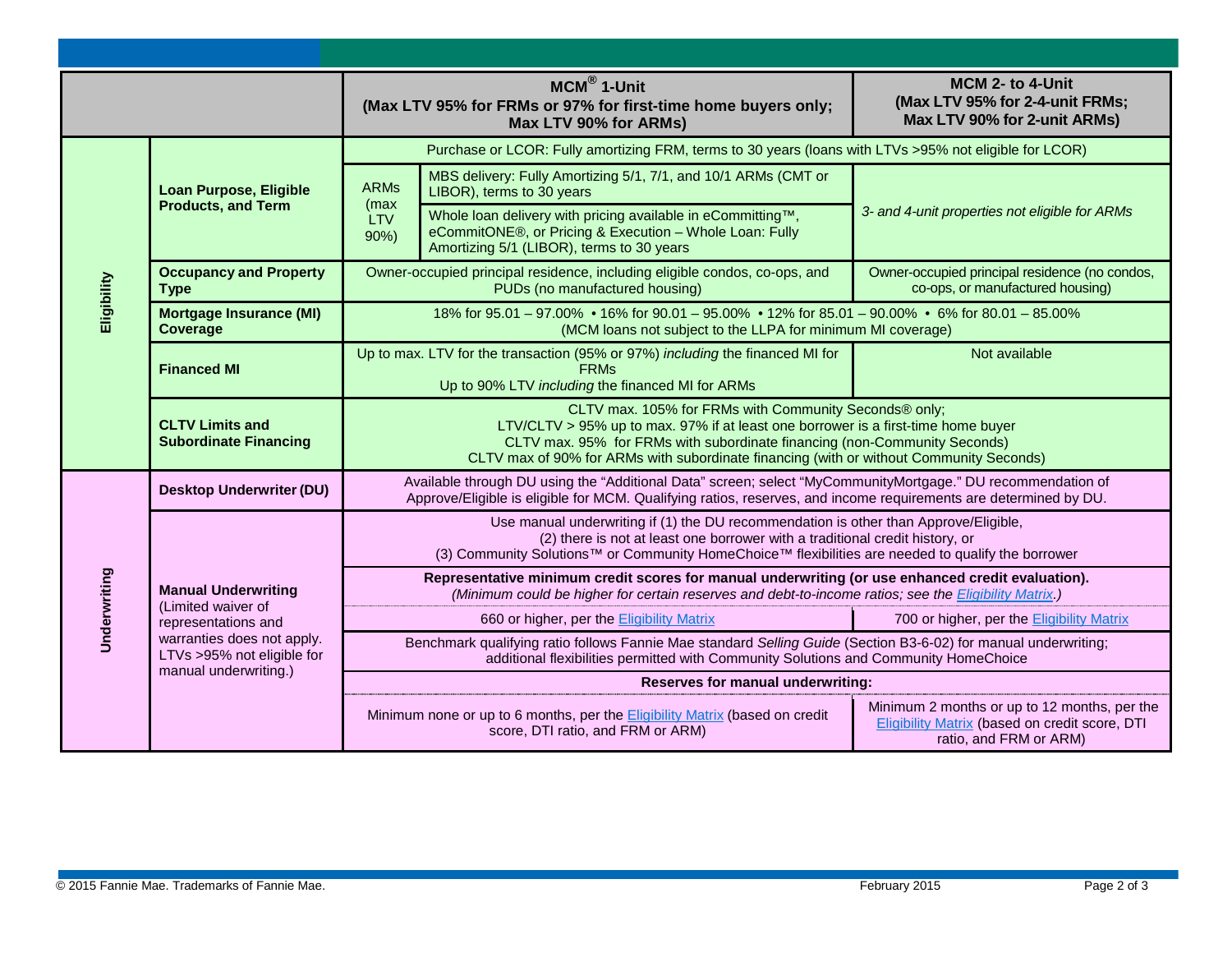| | | | MCM® 1-Unit (Max LTV 95% for FRMs or 97% for first-time home buyers only; Max LTV 90% for ARMs) | MCM 2- to 4-Unit (Max LTV 95% for 2-4-unit FRMs; Max LTV 90% for 2-unit ARMs) |
|---|---|---|---|---|
| **Eligibility** | **Loan Purpose, Eligible Products, and Term** | Purchase or LCOR: Fully amortizing FRM, terms to 30 years (loans with LTVs >95% not eligible for LCOR) | | |
| | | ARMs (max LTV 90%) | MBS delivery: Fully Amortizing 5/1, 7/1, and 10/1 ARMs (CMT or LIBOR), terms to 30 years | *3- and 4-unit properties not eligible for ARMs* |
| | | | Whole loan delivery with pricing available in eCommitting™, eCommitONE®, or Pricing & Execution – Whole Loan: Fully Amortizing 5/1 (LIBOR), terms to 30 years | |
| | **Occupancy and Property Type** | Owner-occupied principal residence, including eligible condos, co-ops, and PUDs (no manufactured housing) | | Owner-occupied principal residence (no condos, co-ops, or manufactured housing) |
| | **Mortgage Insurance (MI) Coverage** | 18% for 95.01 – 97.00% • 16% for 90.01 – 95.00% • 12% for 85.01 – 90.00% • 6% for 80.01 – 85.00% (MCM loans not subject to the LLPA for minimum MI coverage) | | |
| | **Financed MI** | Up to max. LTV for the transaction (95% or 97%) *including* the financed MI for FRMs<br>Up to 90% LTV *including* the financed MI for ARMs | | Not available |
| | **CLTV Limits and Subordinate Financing** | CLTV max. 105% for FRMs with Community Seconds® only;<br>LTV/CLTV > 95% up to max. 97% if at least one borrower is a first-time home buyer<br>CLTV max. 95% for FRMs with subordinate financing (non-Community Seconds)<br>CLTV max of 90% for ARMs with subordinate financing (with or without Community Seconds) | | |
| **Underwriting** | **Desktop Underwriter (DU)** | Available through DU using the "Additional Data" screen; select "MyCommunityMortgage." DU recommendation of Approve/Eligible is eligible for MCM. Qualifying ratios, reserves, and income requirements are determined by DU. | | |
| | **Manual Underwriting** (Limited waiver of representations and warranties does not apply. LTVs >95% not eligible for manual underwriting.) | Use manual underwriting if (1) the DU recommendation is other than Approve/Eligible, (2) there is not at least one borrower with a traditional credit history, or (3) Community Solutions™ or Community HomeChoice™ flexibilities are needed to qualify the borrower | | |
| | | **Representative minimum credit scores for manual underwriting (or use enhanced credit evaluation).** *(Minimum could be higher for certain reserves and debt-to-income ratios; see the Eligibility Matrix.)* | | |
| | | 660 or higher, per the Eligibility Matrix | | 700 or higher, per the Eligibility Matrix |
| | | Benchmark qualifying ratio follows Fannie Mae standard *Selling Guide* (Section B3-6-02) for manual underwriting; additional flexibilities permitted with Community Solutions and Community HomeChoice | | |
| | | **Reserves for manual underwriting:** | | |
| | | Minimum none or up to 6 months, per the Eligibility Matrix (based on credit score, DTI ratio, and FRM or ARM) | | Minimum 2 months or up to 12 months, per the Eligibility Matrix (based on credit score, DTI ratio, and FRM or ARM) |

© 2015 Fannie Mae. Trademarks of Fannie Mae. February 2015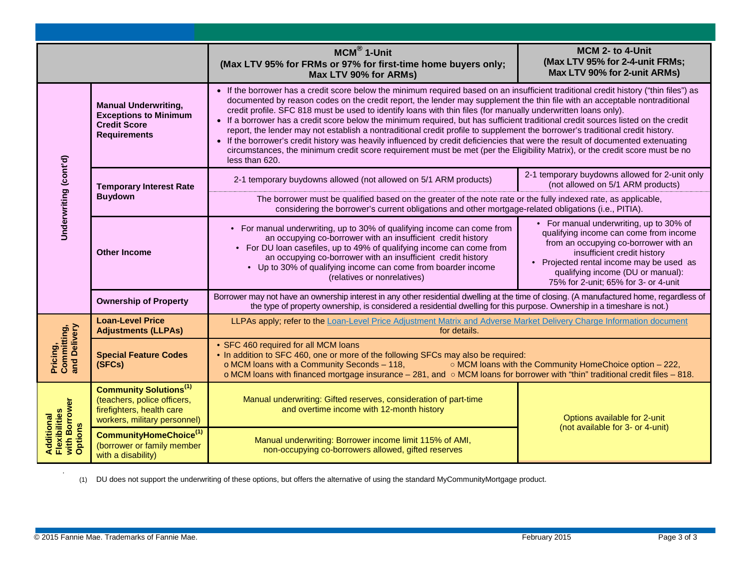| | | MCM® 1-Unit (Max LTV 95% for FRMs or 97% for first-time home buyers only; Max LTV 90% for ARMs) | MCM 2- to 4-Unit (Max LTV 95% for 2-4-unit FRMs; Max LTV 90% for 2-unit ARMs) |
|---|---|---|---|
| Underwriting (cont'd) | **Manual Underwriting, Exceptions to Minimum Credit Score Requirements** | • If the borrower has a credit score below the minimum required based on an insufficient traditional credit history ("thin files") as documented by reason codes on the credit report, the lender may supplement the thin file with an acceptable nontraditional credit profile. SFC 818 must be used to identify loans with thin files (for manually underwritten loans only).<br>• If a borrower has a credit score below the minimum required, but has sufficient traditional credit sources listed on the credit report, the lender may not establish a nontraditional credit profile to supplement the borrower's traditional credit history.<br>• If the borrower's credit history was heavily influenced by credit deficiencies that were the result of documented extenuating circumstances, the minimum credit score requirement must be met (per the Eligibility Matrix), or the credit score must be no less than 620. | |
| | **Temporary Interest Rate Buydown** | 2-1 temporary buydowns allowed (not allowed on 5/1 ARM products) | 2-1 temporary buydowns allowed for 2-unit only (not allowed on 5/1 ARM products) |
| | | The borrower must be qualified based on the greater of the note rate or the fully indexed rate, as applicable, considering the borrower's current obligations and other mortgage-related obligations (i.e., PITIA). | |
| | **Other Income** | • For manual underwriting, up to 30% of qualifying income can come from an occupying co-borrower with an insufficient credit history<br>• For DU loan casefiles, up to 49% of qualifying income can come from an occupying co-borrower with an insufficient credit history<br>• Up to 30% of qualifying income can come from boarder income (relatives or nonrelatives) | • For manual underwriting, up to 30% of qualifying income can come from income from an occupying co-borrower with an insufficient credit history<br>• Projected rental income may be used as qualifying income (DU or manual): 75% for 2-unit; 65% for 3- or 4-unit |
| | **Ownership of Property** | Borrower may not have an ownership interest in any other residential dwelling at the time of closing. (A manufactured home, regardless of the type of property ownership, is considered a residential dwelling for this purpose. Ownership in a timeshare is not.) | |
| Pricing, Committing, and Delivery | **Loan-Level Price Adjustments (LLPAs)** | LLPAs apply; refer to the Loan-Level Price Adjustment Matrix and Adverse Market Delivery Charge Information document for details. | |
| | **Special Feature Codes (SFCs)** | • SFC 460 required for all MCM loans<br>• In addition to SFC 460, one or more of the following SFCs may also be required:<br>o MCM loans with a Community Seconds – 118, ○ MCM loans with the Community HomeChoice option – 222,<br>o MCM loans with financed mortgage insurance – 281, and ○ MCM loans for borrower with "thin" traditional credit files – 818. | |
| Additional Flexibilities with Borrower Options | **Community Solutions**[(1)] (teachers, police officers, firefighters, health care workers, military personnel) | Manual underwriting: Gifted reserves, consideration of part-time and overtime income with 12-month history | Options available for 2-unit (not available for 3- or 4-unit) |
| | **CommunityHomeChoice**[(1)] (borrower or family member with a disability) | Manual underwriting: Borrower income limit 115% of AMI, non-occupying co-borrowers allowed, gifted reserves | |

(1) DU does not support the underwriting of these options, but offers the alternative of using the standard MyCommunityMortgage product.